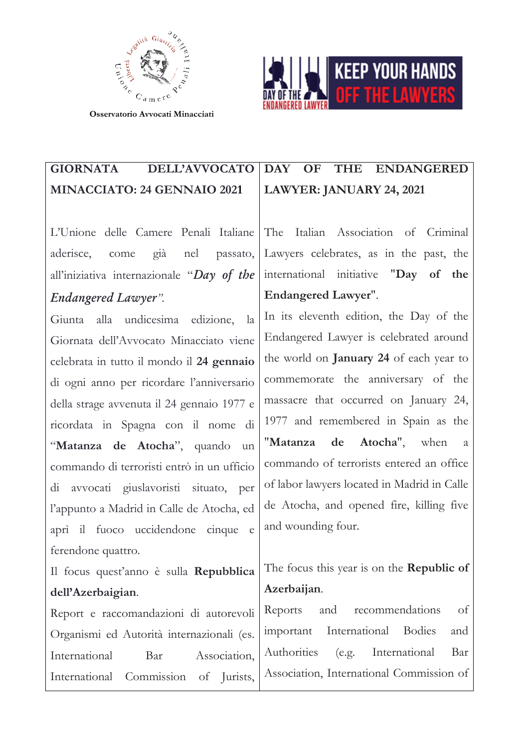Osservatorio Avvocati Minacciati

| GIORNATA DELL'AVVOCATO MINACCIATO: 24 GENNAIO 2021 | DAY OF THE ENDANGERED LAWYER: JANUARY 24, 2021 |
| --- | --- |
| L'Unione delle Camere Penali Italiane aderisce, come già nel passato, all'iniziativa internazionale "*Day of the Endangered Lawyer*".<br>Giunta alla undicesima edizione, la Giornata dell'Avvocato Minacciato viene celebrata in tutto il mondo il **24 gennaio** di ogni anno per ricordare l'anniversario della strage avvenuta il 24 gennaio 1977 e ricordata in Spagna con il nome di "**Matanza de Atocha**", quando un commando di terroristi entrò in un ufficio di avvocati giuslavoristi situato, per l'appunto a Madrid in Calle de Atocha, ed aprì il fuoco uccidendone cinque e ferendone quattro.<br>Il focus quest'anno è sulla **Repubblica dell'Azerbaigian**.<br>Report e raccomandazioni di autorevoli Organismi ed Autorità internazionali (es. International Bar Association, International Commission of Jurists, | The Italian Association of Criminal Lawyers celebrates, as in the past, the international initiative **"Day of the Endangered Lawyer"**.<br>In its eleventh edition, the Day of the Endangered Lawyer is celebrated around the world on **January 24** of each year to commemorate the anniversary of the massacre that occurred on January 24, 1977 and remembered in Spain as the "**Matanza de Atocha**", when a commando of terrorists entered an office of labor lawyers located in Madrid in Calle de Atocha, and opened fire, killing five and wounding four.<br><br>The focus this year is on the **Republic of Azerbaijan**.<br>Reports and recommendations of important International Bodies and Authorities (e.g. International Bar Association, International Commission of |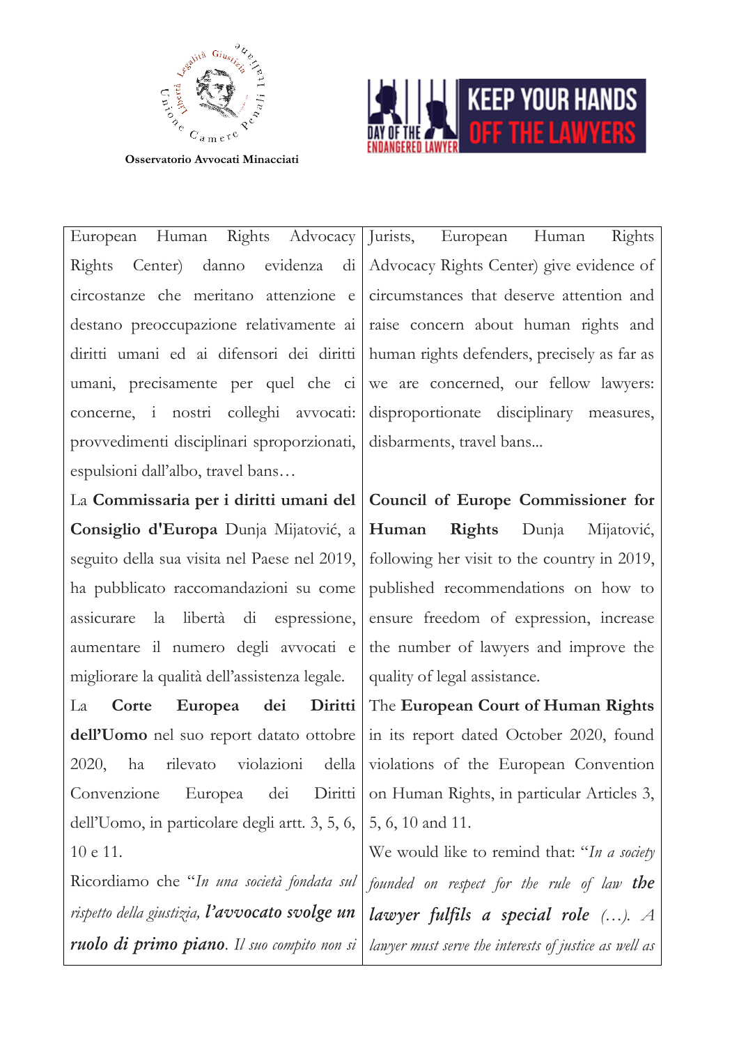Osservatorio Avvocati Minacciati

| | |
|---|---|
| European Human Rights Advocacy Rights Center) danno evidenza di circostanze che meritano attenzione e destano preoccupazione relativamente ai diritti umani ed ai difensori dei diritti umani, precisamente per quel che ci concerne, i nostri colleghi avvocati: provvedimenti disciplinari sproporzionati, espulsioni dall'albo, travel bans… | Jurists, European Human Rights Advocacy Rights Center) give evidence of circumstances that deserve attention and raise concern about human rights and human rights defenders, precisely as far as we are concerned, our fellow lawyers: disproportionate disciplinary measures, disbarments, travel bans... |
| La **Commissaria per i diritti umani del Consiglio d'Europa** Dunja Mijatović, a seguito della sua visita nel Paese nel 2019, ha pubblicato raccomandazioni su come assicurare la libertà di espressione, aumentare il numero degli avvocati e migliorare la qualità dell'assistenza legale. | **Council of Europe Commissioner for Human Rights** Dunja Mijatović, following her visit to the country in 2019, published recommendations on how to ensure freedom of expression, increase the number of lawyers and improve the quality of legal assistance. |
| La **Corte Europea dei Diritti dell'Uomo** nel suo report datato ottobre 2020, ha rilevato violazioni della Convenzione Europea dei Diritti dell'Uomo, in particolare degli artt. 3, 5, 6, 10 e 11. | The **European Court of Human Rights** in its report dated October 2020, found violations of the European Convention on Human Rights, in particular Articles 3, 5, 6, 10 and 11. |
| Ricordiamo che "*In una società fondata sul rispetto della giustizia,* ***l'avvocato svolge un ruolo di primo piano****. Il suo compito non si* | We would like to remind that: "*In a society founded on respect for the rule of law* ***the lawyer fulfils a special role*** *(…). A lawyer must serve the interests of justice as well as* |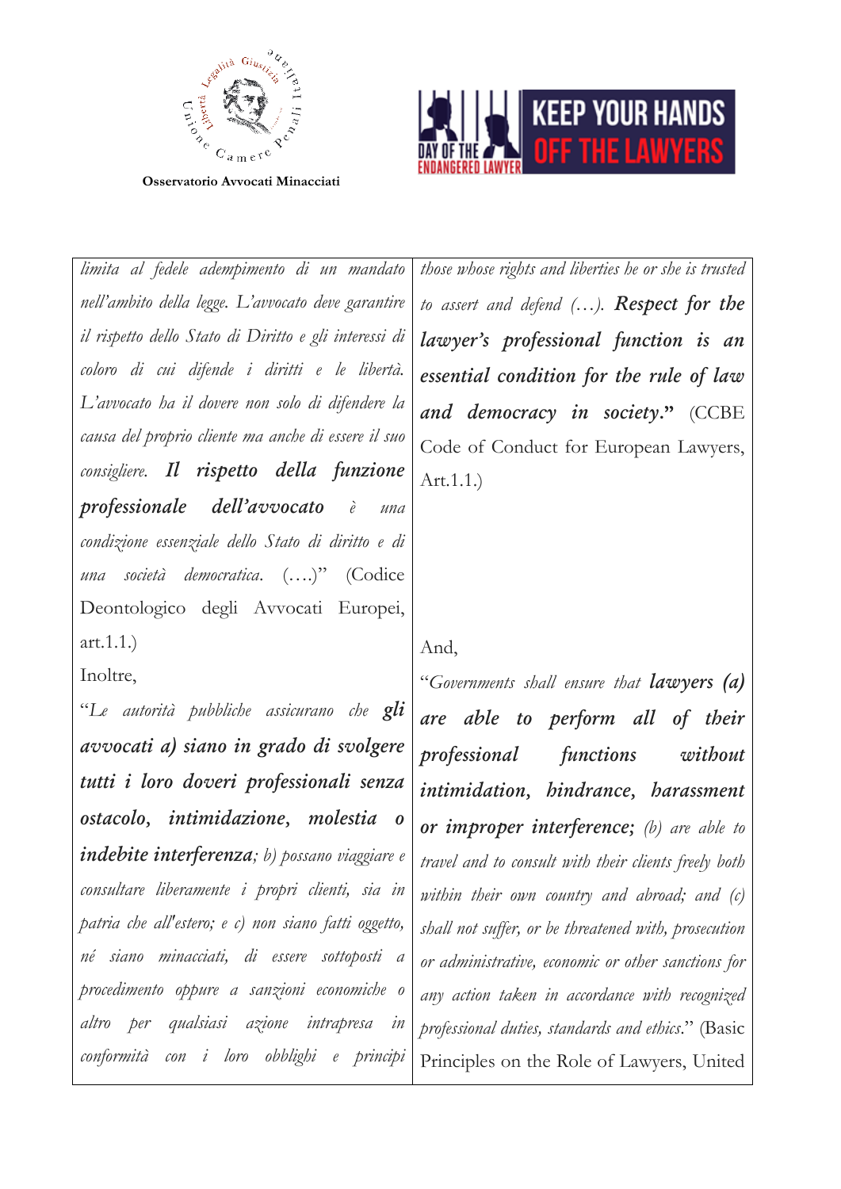**Osservatorio Avvocati Minacciati**

**KEEP YOUR HANDS OFF THE LAWYERS** — DAY OF THE ENDANGERED LAWYER

| | |
|---|---|
| *limita al fedele adempimento di un mandato nell'ambito della legge. L'avvocato deve garantire il rispetto dello Stato di Diritto e gli interessi di coloro di cui difende i diritti e le libertà. L'avvocato ha il dovere non solo di difendere la causa del proprio cliente ma anche di essere il suo consigliere.* ***Il rispetto della funzione professionale dell'avvocato*** *è una condizione essenziale dello Stato di diritto e di una società democratica. (….)*" (Codice Deontologico degli Avvocati Europei, art.1.1.) | *those whose rights and liberties he or she is trusted to assert and defend (…).* ***Respect for the lawyer's professional function is an essential condition for the rule of law and democracy in society.*** **"** (CCBE Code of Conduct for European Lawyers, Art.1.1.) |
| Inoltre, | And, |
| "*Le autorità pubbliche assicurano che* ***gli avvocati a) siano in grado di svolgere tutti i loro doveri professionali senza ostacolo, intimidazione, molestia o indebite interferenza****; b) possano viaggiare e consultare liberamente i propri clienti, sia in patria che all'estero; e c) non siano fatti oggetto, né siano minacciati, di essere sottoposti a procedimento oppure a sanzioni economiche o altro per qualsiasi azione intrapresa in conformità con i loro obblighi e principi* | "*Governments shall ensure that* ***lawyers (a) are able to perform all of their professional functions without intimidation, hindrance, harassment or improper interference;*** *(b) are able to travel and to consult with their clients freely both within their own country and abroad; and (c) shall not suffer, or be threatened with, prosecution or administrative, economic or other sanctions for any action taken in accordance with recognized professional duties, standards and ethics.*" (Basic Principles on the Role of Lawyers, United |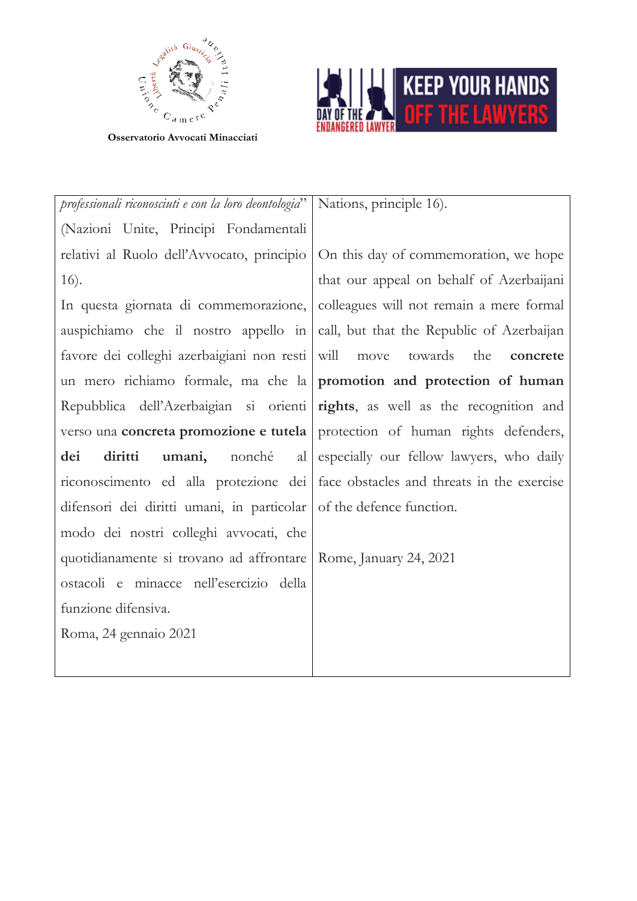**Osservatorio Avvocati Minacciati**

| | |
|---|---|
| *professionali riconosciuti e con la loro deontologia*" (Nazioni Unite, Principi Fondamentali relativi al Ruolo dell'Avvocato, principio 16). | Nations, principle 16). |
| In questa giornata di commemorazione, auspichiamo che il nostro appello in favore dei colleghi azerbaigiani non resti un mero richiamo formale, ma che la Repubblica dell'Azerbaigian si orienti verso una **concreta promozione e tutela dei diritti umani,** nonché al riconoscimento ed alla protezione dei difensori dei diritti umani, in particolar modo dei nostri colleghi avvocati, che quotidianamente si trovano ad affrontare ostacoli e minacce nell'esercizio della funzione difensiva. | On this day of commemoration, we hope that our appeal on behalf of Azerbaijani colleagues will not remain a mere formal call, but that the Republic of Azerbaijan will move towards the **concrete promotion and protection of human rights**, as well as the recognition and protection of human rights defenders, especially our fellow lawyers, who daily face obstacles and threats in the exercise of the defence function. |
| Roma, 24 gennaio 2021 | Rome, January 24, 2021 |